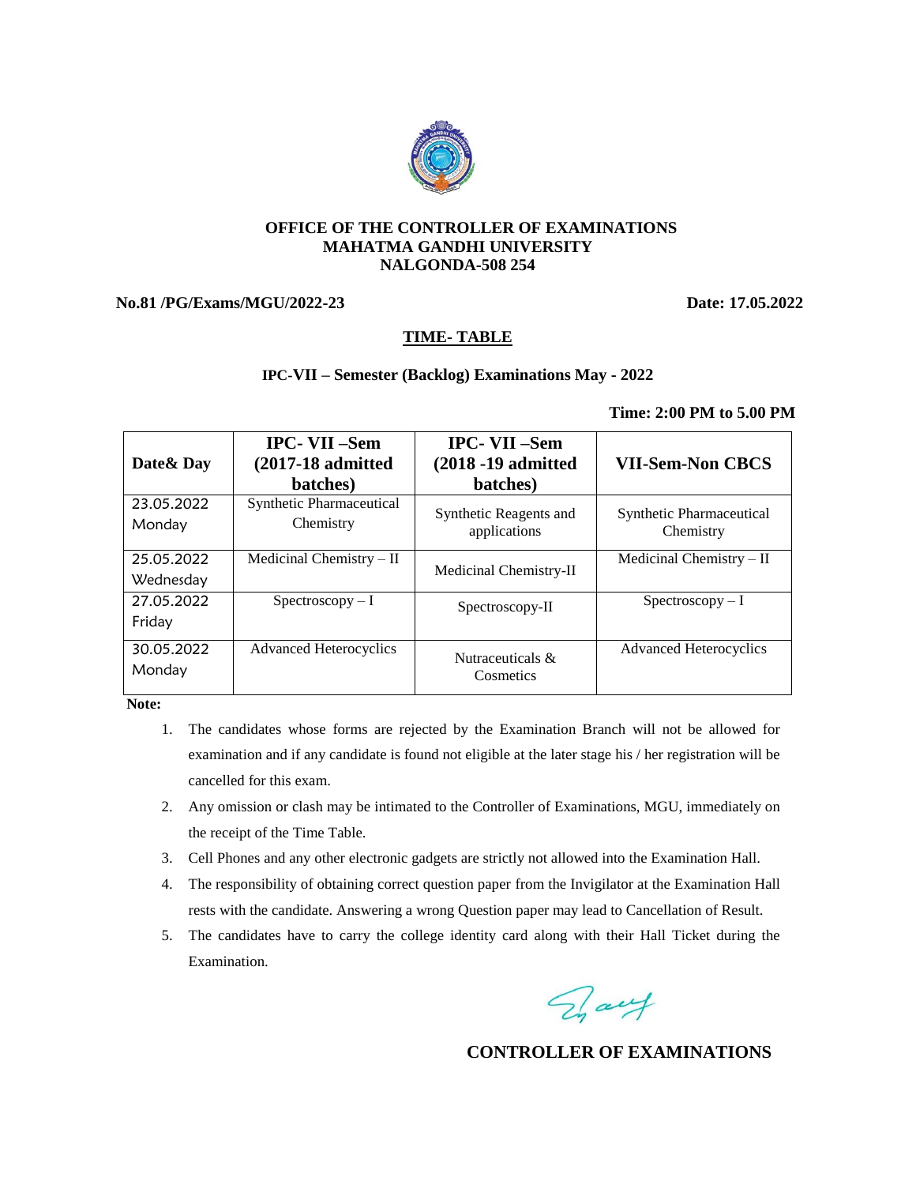**OFFICE OF THE CONTROLLER OF EXAMINATIONS**
**MAHATMA GANDHI UNIVERSITY**
**NALGONDA-508 254**

**No.81 /PG/Exams/MGU/2022-23** **Date: 17.05.2022**

## TIME- TABLE

### IPC-VII – Semester (Backlog) Examinations May - 2022

**Time: 2:00 PM to 5.00 PM**

| Date& Day | IPC- VII –Sem (2017-18 admitted batches) | IPC- VII –Sem (2018 -19 admitted batches) | VII-Sem-Non CBCS |
|---|---|---|---|
| 23.05.2022 Monday | Synthetic Pharmaceutical Chemistry | Synthetic Reagents and applications | Synthetic Pharmaceutical Chemistry |
| 25.05.2022 Wednesday | Medicinal Chemistry – II | Medicinal Chemistry-II | Medicinal Chemistry – II |
| 27.05.2022 Friday | Spectroscopy – I | Spectroscopy-II | Spectroscopy – I |
| 30.05.2022 Monday | Advanced Heterocyclics | Nutraceuticals & Cosmetics | Advanced Heterocyclics |

**Note:**

1. The candidates whose forms are rejected by the Examination Branch will not be allowed for examination and if any candidate is found not eligible at the later stage his / her registration will be cancelled for this exam.
2. Any omission or clash may be intimated to the Controller of Examinations, MGU, immediately on the receipt of the Time Table.
3. Cell Phones and any other electronic gadgets are strictly not allowed into the Examination Hall.
4. The responsibility of obtaining correct question paper from the Invigilator at the Examination Hall rests with the candidate. Answering a wrong Question paper may lead to Cancellation of Result.
5. The candidates have to carry the college identity card along with their Hall Ticket during the Examination.

**CONTROLLER OF EXAMINATIONS**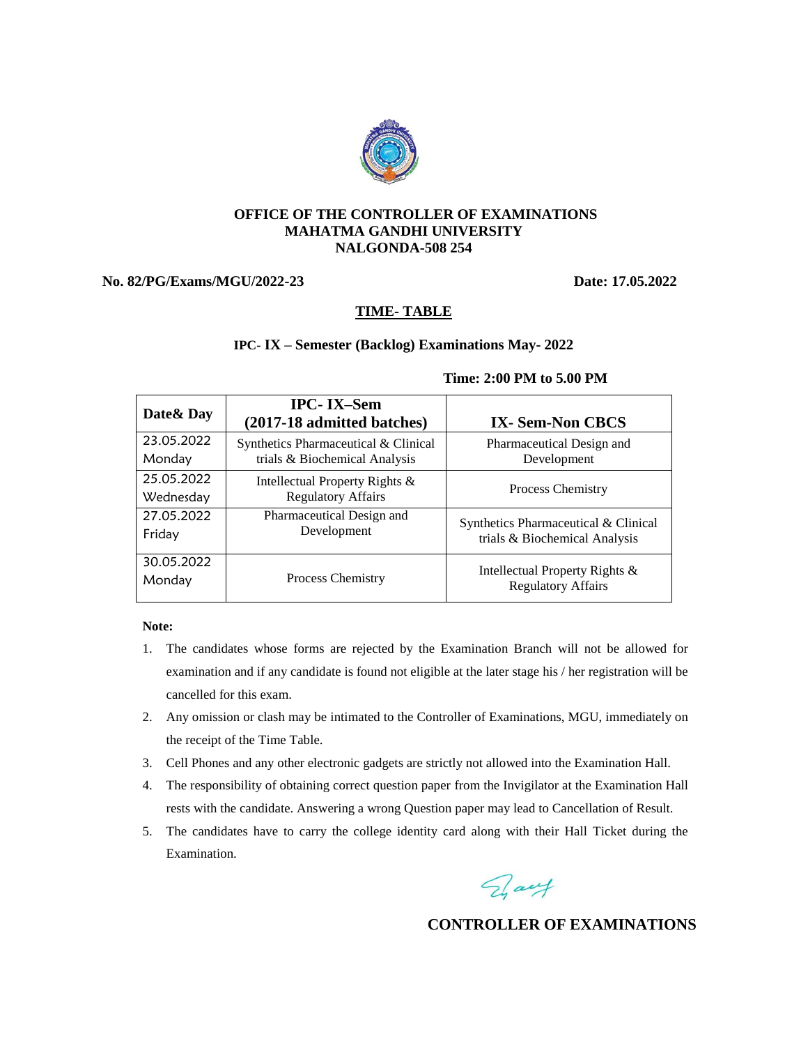**OFFICE OF THE CONTROLLER OF EXAMINATIONS**
**MAHATMA GANDHI UNIVERSITY**
**NALGONDA-508 254**

**No. 82/PG/Exams/MGU/2022-23** **Date: 17.05.2022**

## TIME- TABLE

**IPC- IX – Semester (Backlog) Examinations May- 2022**

**Time: 2:00 PM to 5.00 PM**

| Date& Day | IPC- IX–Sem (2017-18 admitted batches) | IX- Sem-Non CBCS |
|---|---|---|
| 23.05.2022 Monday | Synthetics Pharmaceutical & Clinical trials & Biochemical Analysis | Pharmaceutical Design and Development |
| 25.05.2022 Wednesday | Intellectual Property Rights & Regulatory Affairs | Process Chemistry |
| 27.05.2022 Friday | Pharmaceutical Design and Development | Synthetics Pharmaceutical & Clinical trials & Biochemical Analysis |
| 30.05.2022 Monday | Process Chemistry | Intellectual Property Rights & Regulatory Affairs |

**Note:**

1. The candidates whose forms are rejected by the Examination Branch will not be allowed for examination and if any candidate is found not eligible at the later stage his / her registration will be cancelled for this exam.
2. Any omission or clash may be intimated to the Controller of Examinations, MGU, immediately on the receipt of the Time Table.
3. Cell Phones and any other electronic gadgets are strictly not allowed into the Examination Hall.
4. The responsibility of obtaining correct question paper from the Invigilator at the Examination Hall rests with the candidate. Answering a wrong Question paper may lead to Cancellation of Result.
5. The candidates have to carry the college identity card along with their Hall Ticket during the Examination.

**CONTROLLER OF EXAMINATIONS**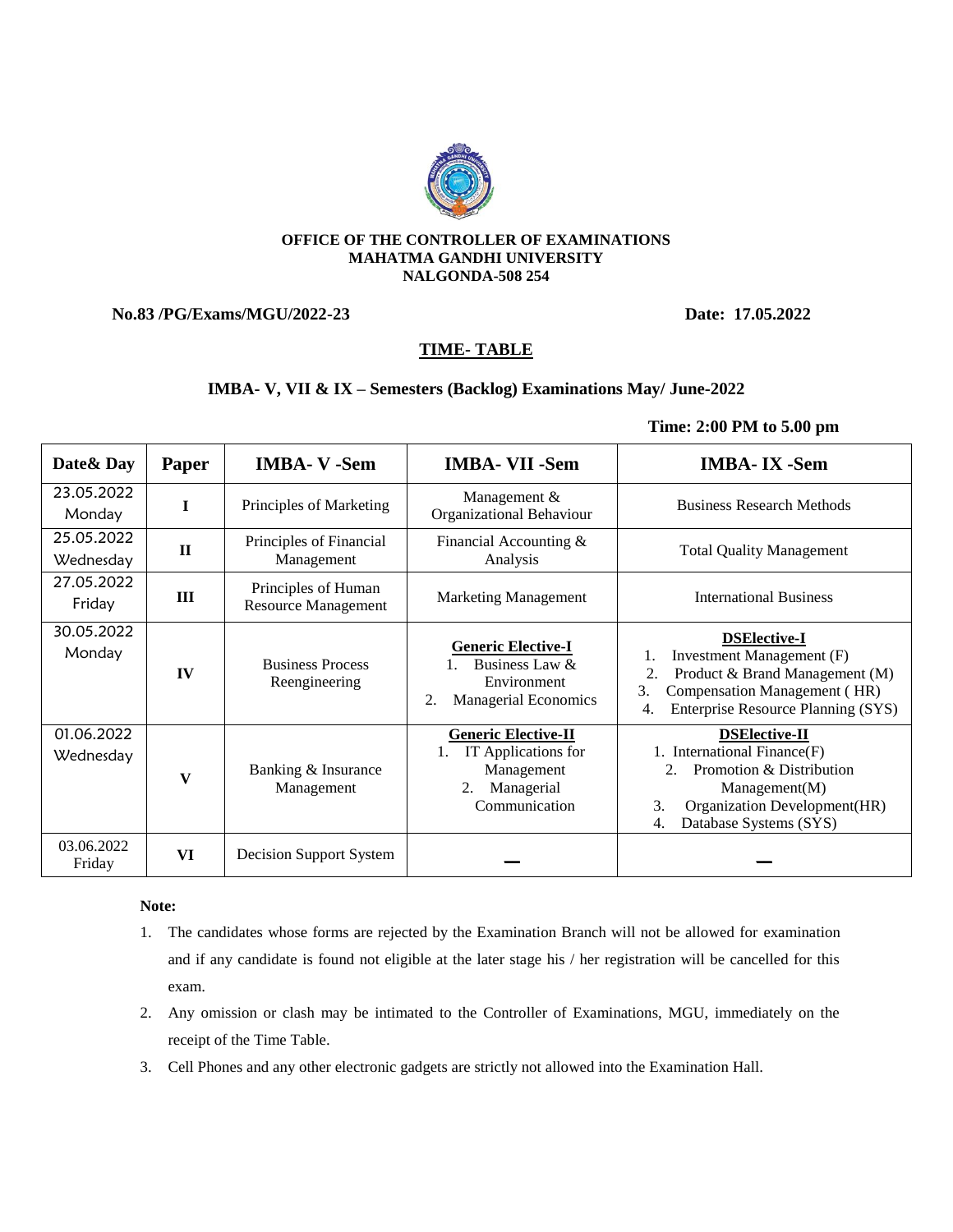**OFFICE OF THE CONTROLLER OF EXAMINATIONS**
**MAHATMA GANDHI UNIVERSITY**
**NALGONDA-508 254**

**No.83 /PG/Exams/MGU/2022-23** **Date: 17.05.2022**

## TIME- TABLE

### IMBA- V, VII & IX – Semesters (Backlog) Examinations May/ June-2022

**Time: 2:00 PM to 5.00 pm**

| Date& Day | Paper | IMBA- V -Sem | IMBA- VII -Sem | IMBA- IX -Sem |
|---|---|---|---|---|
| 23.05.2022 Monday | I | Principles of Marketing | Management & Organizational Behaviour | Business Research Methods |
| 25.05.2022 Wednesday | II | Principles of Financial Management | Financial Accounting & Analysis | Total Quality Management |
| 27.05.2022 Friday | III | Principles of Human Resource Management | Marketing Management | International Business |
| 30.05.2022 Monday | IV | Business Process Reengineering | **Generic Elective-I** 1. Business Law & Environment 2. Managerial Economics | **DSElective-I** 1. Investment Management (F) 2. Product & Brand Management (M) 3. Compensation Management ( HR) 4. Enterprise Resource Planning (SYS) |
| 01.06.2022 Wednesday | V | Banking & Insurance Management | **Generic Elective-II** 1. IT Applications for Management 2. Managerial Communication | **DSElective-II** 1. International Finance(F) 2. Promotion & Distribution Management(M) 3. Organization Development(HR) 4. Database Systems (SYS) |
| 03.06.2022 Friday | VI | Decision Support System | — | — |

**Note:**

1. The candidates whose forms are rejected by the Examination Branch will not be allowed for examination and if any candidate is found not eligible at the later stage his / her registration will be cancelled for this exam.
2. Any omission or clash may be intimated to the Controller of Examinations, MGU, immediately on the receipt of the Time Table.
3. Cell Phones and any other electronic gadgets are strictly not allowed into the Examination Hall.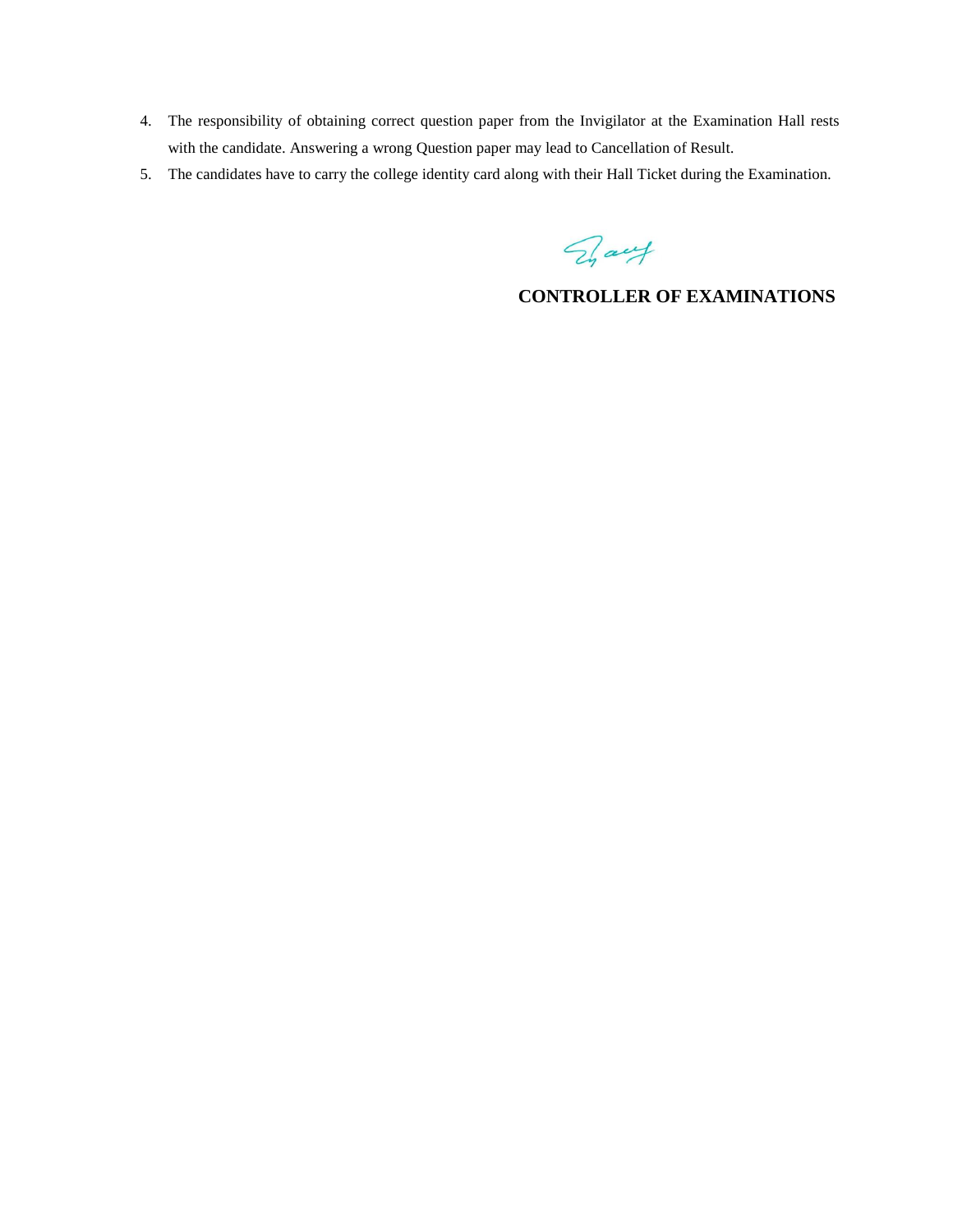4. The responsibility of obtaining correct question paper from the Invigilator at the Examination Hall rests with the candidate. Answering a wrong Question paper may lead to Cancellation of Result.
5. The candidates have to carry the college identity card along with their Hall Ticket during the Examination.

**CONTROLLER OF EXAMINATIONS**